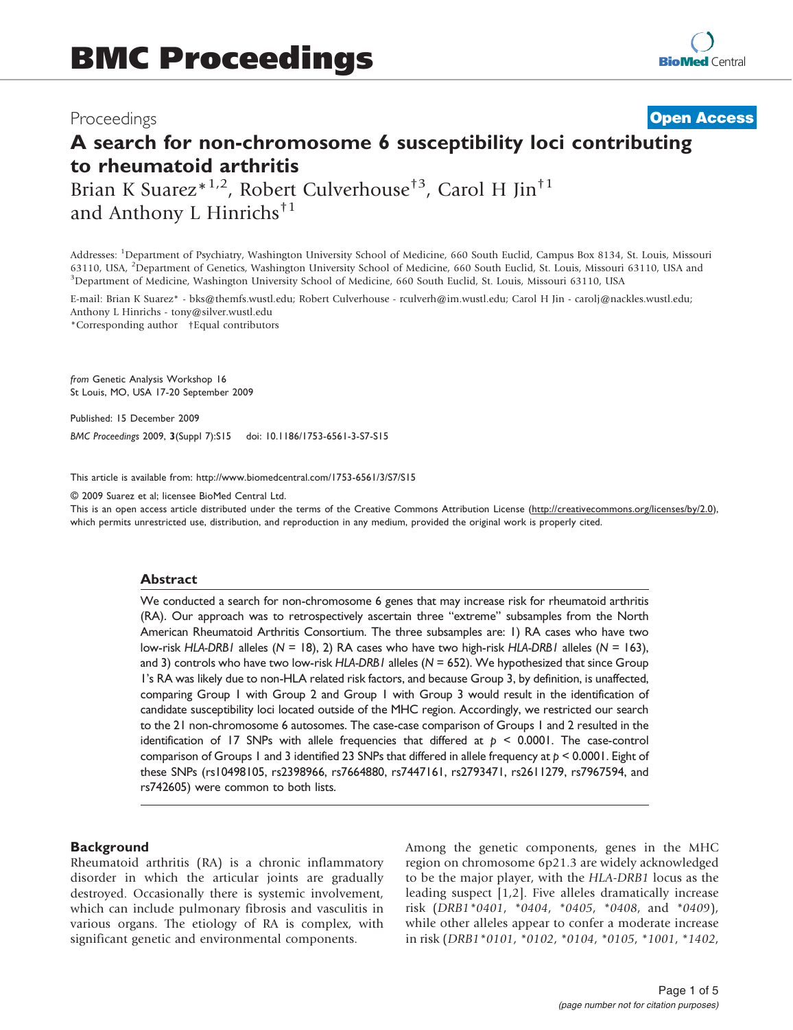# BMC Proceedings

Proceedings **Open Access**

## A search for non-chromosome 6 susceptibility loci contributing to rheumatoid arthritis

Brian K Suarez*[1,2], Robert Culverhouse†[3], Carol H Jin†[1] and Anthony L Hinrichs†[1]

Addresses: [1]Department of Psychiatry, Washington University School of Medicine, 660 South Euclid, Campus Box 8134, St. Louis, Missouri 63110, USA, [2]Department of Genetics, Washington University School of Medicine, 660 South Euclid, St. Louis, Missouri 63110, USA and [3]Department of Medicine, Washington University School of Medicine, 660 South Euclid, St. Louis, Missouri 63110, USA

E-mail: Brian K Suarez* - bks@themfs.wustl.edu; Robert Culverhouse - rculverh@im.wustl.edu; Carol H Jin - carolj@nackles.wustl.edu; Anthony L Hinrichs - tony@silver.wustl.edu

*Corresponding author †Equal contributors

*from* Genetic Analysis Workshop 16
St Louis, MO, USA 17-20 September 2009

Published: 15 December 2009

*BMC Proceedings* 2009, **3**(Suppl 7):S15 doi: 10.1186/1753-6561-3-S7-S15

This article is available from: http://www.biomedcentral.com/1753-6561/3/S7/S15

© 2009 Suarez et al; licensee BioMed Central Ltd.
This is an open access article distributed under the terms of the Creative Commons Attribution License (http://creativecommons.org/licenses/by/2.0), which permits unrestricted use, distribution, and reproduction in any medium, provided the original work is properly cited.

### Abstract

We conducted a search for non-chromosome 6 genes that may increase risk for rheumatoid arthritis (RA). Our approach was to retrospectively ascertain three "extreme" subsamples from the North American Rheumatoid Arthritis Consortium. The three subsamples are: 1) RA cases who have two low-risk *HLA-DRB1* alleles ($N = 18$), 2) RA cases who have two high-risk *HLA-DRB1* alleles ($N = 163$), and 3) controls who have two low-risk *HLA-DRB1* alleles ($N = 652$). We hypothesized that since Group 1's RA was likely due to non-HLA related risk factors, and because Group 3, by definition, is unaffected, comparing Group 1 with Group 2 and Group 1 with Group 3 would result in the identification of candidate susceptibility loci located outside of the MHC region. Accordingly, we restricted our search to the 21 non-chromosome 6 autosomes. The case-case comparison of Groups 1 and 2 resulted in the identification of 17 SNPs with allele frequencies that differed at $p < 0.0001$. The case-control comparison of Groups 1 and 3 identified 23 SNPs that differed in allele frequency at $p < 0.0001$. Eight of these SNPs (rs10498105, rs2398966, rs7664880, rs7447161, rs2793471, rs2611279, rs7967594, and rs742605) were common to both lists.

### Background

Rheumatoid arthritis (RA) is a chronic inflammatory disorder in which the articular joints are gradually destroyed. Occasionally there is systemic involvement, which can include pulmonary fibrosis and vasculitis in various organs. The etiology of RA is complex, with significant genetic and environmental components.

Among the genetic components, genes in the MHC region on chromosome 6p21.3 are widely acknowledged to be the major player, with the *HLA-DRB1* locus as the leading suspect [1,2]. Five alleles dramatically increase risk (*DRB1*0401*, *\*0404*, *\*0405*, *\*0408*, and *\*0409*), while other alleles appear to confer a moderate increase in risk (*DRB1*0101*, *\*0102*, *\*0104*, *\*0105*, *\*1001*, *\*1402*,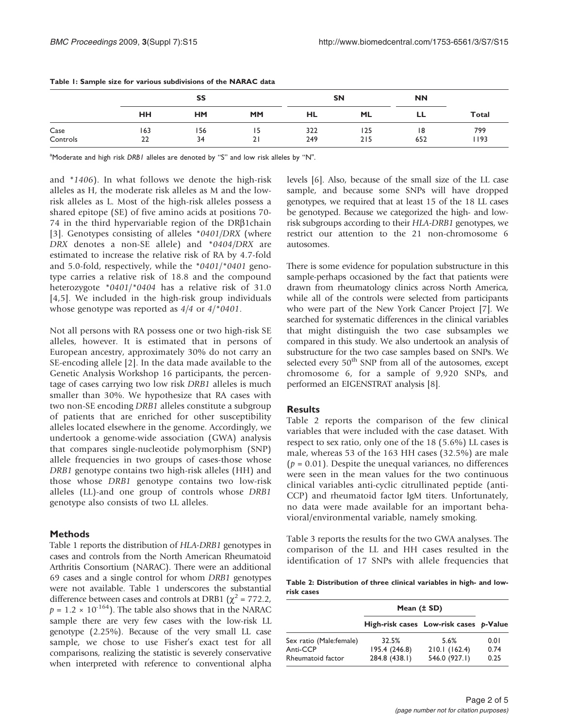**Table 1: Sample size for various subdivisions of the NARAC data**

| | SS | | | SN | | NN | |
|---|---|---|---|---|---|---|---|
| | **HH** | **HM** | **MM** | **HL** | **ML** | **LL** | **Total** |
| Case | 163 | 156 | 15 | 322 | 125 | 18 | 799 |
| Controls | 22 | 34 | 21 | 249 | 215 | 652 | 1193 |

[a]Moderate and high risk *DRB1* alleles are denoted by "S" and low risk alleles by "N".

and *\*1406*). In what follows we denote the high-risk alleles as H, the moderate risk alleles as M and the low-risk alleles as L. Most of the high-risk alleles possess a shared epitope (SE) of five amino acids at positions 70-74 in the third hypervariable region of the DRβ1chain [3]. Genotypes consisting of alleles *\*0401/DRX* (where *DRX* denotes a non-SE allele) and *\*0404/DRX* are estimated to increase the relative risk of RA by 4.7-fold and 5.0-fold, respectively, while the *\*0401/\*0401* genotype carries a relative risk of 18.8 and the compound heterozygote *\*0401/\*0404* has a relative risk of 31.0 [4,5]. We included in the high-risk group individuals whose genotype was reported as *4/4* or *4/\*0401*.

Not all persons with RA possess one or two high-risk SE alleles, however. It is estimated that in persons of European ancestry, approximately 30% do not carry an SE-encoding allele [2]. In the data made available to the Genetic Analysis Workshop 16 participants, the percentage of cases carrying two low risk *DRB1* alleles is much smaller than 30%. We hypothesize that RA cases with two non-SE encoding *DRB1* alleles constitute a subgroup of patients that are enriched for other susceptibility alleles located elsewhere in the genome. Accordingly, we undertook a genome-wide association (GWA) analysis that compares single-nucleotide polymorphism (SNP) allele frequencies in two groups of cases-those whose *DRB1* genotype contains two high-risk alleles (HH) and those whose *DRB1* genotype contains two low-risk alleles (LL)-and one group of controls whose *DRB1* genotype also consists of two LL alleles.

## Methods

Table 1 reports the distribution of *HLA-DRB1* genotypes in cases and controls from the North American Rheumatoid Arthritis Consortium (NARAC). There were an additional 69 cases and a single control for whom *DRB1* genotypes were not available. Table 1 underscores the substantial difference between cases and controls at DRB1 ($\chi^2 = 772.2$, $p = 1.2 \times 10^{-164}$). The table also shows that in the NARAC sample there are very few cases with the low-risk LL genotype (2.25%). Because of the very small LL case sample, we chose to use Fisher's exact test for all comparisons, realizing the statistic is severely conservative when interpreted with reference to conventional alpha levels [6]. Also, because of the small size of the LL case sample, and because some SNPs will have dropped genotypes, we required that at least 15 of the 18 LL cases be genotyped. Because we categorized the high- and low-risk subgroups according to their *HLA-DRB1* genotypes, we restrict our attention to the 21 non-chromosome 6 autosomes.

There is some evidence for population substructure in this sample-perhaps occasioned by the fact that patients were drawn from rheumatology clinics across North America, while all of the controls were selected from participants who were part of the New York Cancer Project [7]. We searched for systematic differences in the clinical variables that might distinguish the two case subsamples we compared in this study. We also undertook an analysis of substructure for the two case samples based on SNPs. We selected every 50[th] SNP from all of the autosomes, except chromosome 6, for a sample of 9,920 SNPs, and performed an EIGENSTRAT analysis [8].

## Results

Table 2 reports the comparison of the few clinical variables that were included with the case dataset. With respect to sex ratio, only one of the 18 (5.6%) LL cases is male, whereas 53 of the 163 HH cases (32.5%) are male ($p = 0.01$). Despite the unequal variances, no differences were seen in the mean values for the two continuous clinical variables anti-cyclic citrullinated peptide (anti-CCP) and rheumatoid factor IgM titers. Unfortunately, no data were made available for an important behavioral/environmental variable, namely smoking.

Table 3 reports the results for the two GWA analyses. The comparison of the LL and HH cases resulted in the identification of 17 SNPs with allele frequencies that

**Table 2: Distribution of three clinical variables in high- and low-risk cases**

| | Mean (± SD) | | |
|---|---|---|---|
| | **High-risk cases** | **Low-risk cases** | ***p*-Value** |
| Sex ratio (Male:female) | 32.5% | 5.6% | 0.01 |
| Anti-CCP | 195.4 (246.8) | 210.1 (162.4) | 0.74 |
| Rheumatoid factor | 284.8 (438.1) | 546.0 (927.1) | 0.25 |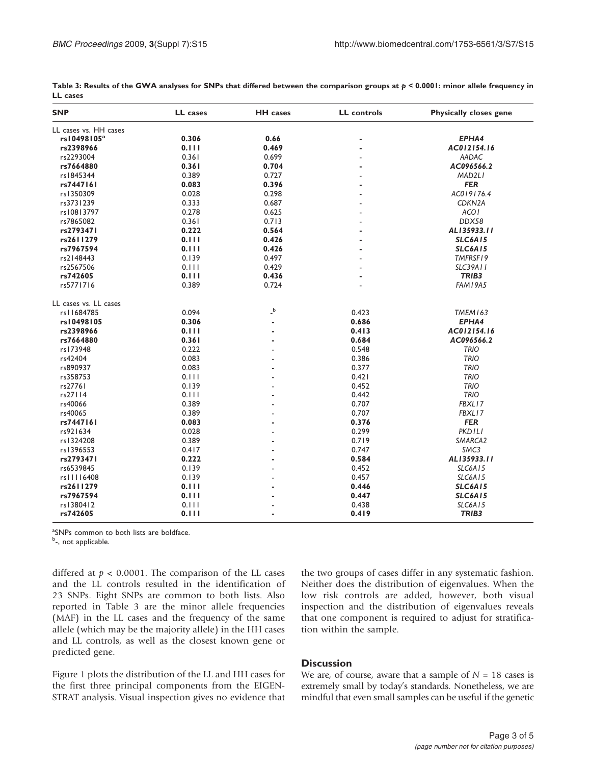**Table 3: Results of the GWA analyses for SNPs that differed between the comparison groups at $p < 0.0001$: minor allele frequency in LL cases**

| SNP | LL cases | HH cases | LL controls | Physically closes gene |
|---|---|---|---|---|
| LL cases vs. HH cases | | | | |
| **rs10498105**[a] | **0.306** | **0.66** | - | ***EPHA4*** |
| **rs2398966** | **0.111** | **0.469** | - | ***AC012154.16*** |
| rs2293004 | 0.361 | 0.699 | - | *AADAC* |
| **rs7664880** | **0.361** | **0.704** | - | ***AC096566.2*** |
| rs1845344 | 0.389 | 0.727 | - | *MAD2L1* |
| **rs7447161** | **0.083** | **0.396** | - | ***FER*** |
| rs1350309 | 0.028 | 0.298 | - | *AC019176.4* |
| rs3731239 | 0.333 | 0.687 | - | *CDKN2A* |
| rs10813797 | 0.278 | 0.625 | - | *ACO1* |
| rs7865082 | 0.361 | 0.713 | - | *DDX58* |
| **rs2793471** | **0.222** | **0.564** | - | ***AL135933.11*** |
| **rs2611279** | **0.111** | **0.426** | - | ***SLC6A15*** |
| **rs7967594** | **0.111** | **0.426** | - | ***SLC6A15*** |
| rs2148443 | 0.139 | 0.497 | - | *TMFRSF19* |
| rs2567506 | 0.111 | 0.429 | - | *SLC39A11* |
| **rs742605** | **0.111** | **0.436** | - | ***TRIB3*** |
| rs5771716 | 0.389 | 0.724 | - | *FAM19A5* |
| LL cases vs. LL cases | | | | |
| rs11684785 | 0.094 | -[b] | 0.423 | *TMEM163* |
| **rs10498105** | **0.306** | - | **0.686** | ***EPHA4*** |
| **rs2398966** | **0.111** | - | **0.413** | ***AC012154.16*** |
| **rs7664880** | **0.361** | - | **0.684** | ***AC096566.2*** |
| rs173948 | 0.222 | - | 0.548 | *TRIO* |
| rs42404 | 0.083 | - | 0.386 | *TRIO* |
| rs890937 | 0.083 | - | 0.377 | *TRIO* |
| rs358753 | 0.111 | - | 0.421 | *TRIO* |
| rs27761 | 0.139 | - | 0.452 | *TRIO* |
| rs27114 | 0.111 | - | 0.442 | *TRIO* |
| rs40066 | 0.389 | - | 0.707 | *FBXL17* |
| rs40065 | 0.389 | - | 0.707 | *FBXL17* |
| **rs7447161** | **0.083** | - | **0.376** | ***FER*** |
| rs921634 | 0.028 | - | 0.299 | *PKD1L1* |
| rs1324208 | 0.389 | - | 0.719 | *SMARCA2* |
| rs1396553 | 0.417 | - | 0.747 | *SMC3* |
| **rs2793471** | **0.222** | - | **0.584** | ***AL135933.11*** |
| rs6539845 | 0.139 | - | 0.452 | *SLC6A15* |
| rs11116408 | 0.139 | - | 0.457 | *SLC6A15* |
| **rs2611279** | **0.111** | - | **0.446** | ***SLC6A15*** |
| **rs7967594** | **0.111** | - | **0.447** | ***SLC6A15*** |
| rs1380412 | 0.111 | - | 0.438 | *SLC6A15* |
| **rs742605** | **0.111** | - | **0.419** | ***TRIB3*** |

[a]SNPs common to both lists are boldface.
[b]-, not applicable.

differed at $p < 0.0001$. The comparison of the LL cases and the LL controls resulted in the identification of 23 SNPs. Eight SNPs are common to both lists. Also reported in Table 3 are the minor allele frequencies (MAF) in the LL cases and the frequency of the same allele (which may be the majority allele) in the HH cases and LL controls, as well as the closest known gene or predicted gene.

Figure 1 plots the distribution of the LL and HH cases for the first three principal components from the EIGENSTRAT analysis. Visual inspection gives no evidence that the two groups of cases differ in any systematic fashion. Neither does the distribution of eigenvalues. When the low risk controls are added, however, both visual inspection and the distribution of eigenvalues reveals that one component is required to adjust for stratification within the sample.

## Discussion

We are, of course, aware that a sample of $N = 18$ cases is extremely small by today's standards. Nonetheless, we are mindful that even small samples can be useful if the genetic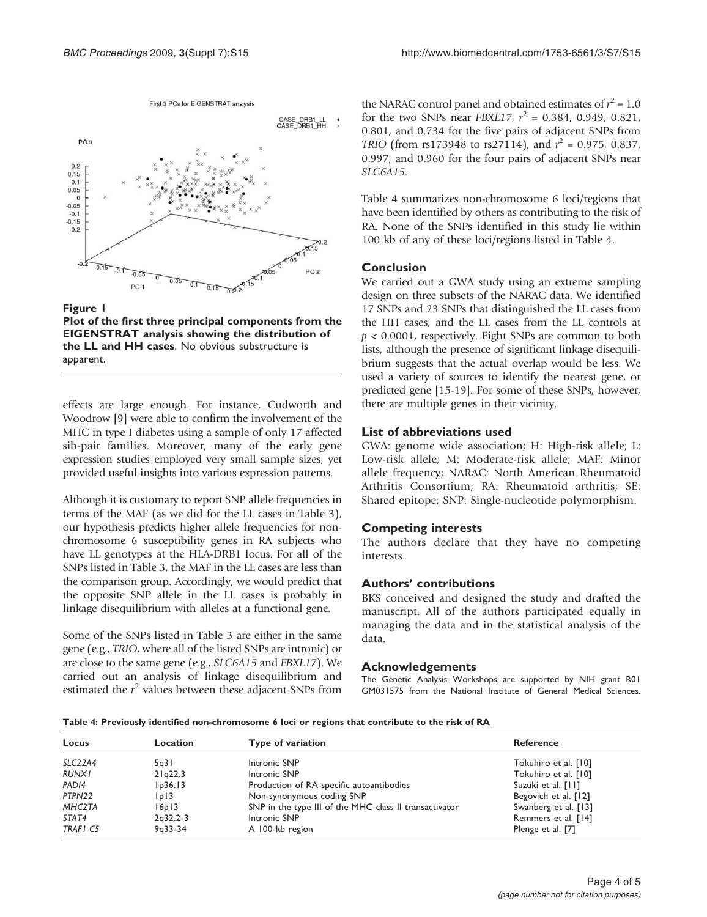**Figure 1**

**Plot of the first three principal components from the EIGENSTRAT analysis showing the distribution of the LL and HH cases**. No obvious substructure is apparent.

effects are large enough. For instance, Cudworth and Woodrow [9] were able to confirm the involvement of the MHC in type I diabetes using a sample of only 17 affected sib-pair families. Moreover, many of the early gene expression studies employed very small sample sizes, yet provided useful insights into various expression patterns.

Although it is customary to report SNP allele frequencies in terms of the MAF (as we did for the LL cases in Table 3), our hypothesis predicts higher allele frequencies for non-chromosome 6 susceptibility genes in RA subjects who have LL genotypes at the HLA-DRB1 locus. For all of the SNPs listed in Table 3, the MAF in the LL cases are less than the comparison group. Accordingly, we would predict that the opposite SNP allele in the LL cases is probably in linkage disequilibrium with alleles at a functional gene.

Some of the SNPs listed in Table 3 are either in the same gene (e.g., *TRIO*, where all of the listed SNPs are intronic) or are close to the same gene (e.g., *SLC6A15* and *FBXL17*). We carried out an analysis of linkage disequilibrium and estimated the $r^2$ values between these adjacent SNPs from the NARAC control panel and obtained estimates of $r^2 = 1.0$ for the two SNPs near *FBXL17*, $r^2 = 0.384$, 0.949, 0.821, 0.801, and 0.734 for the five pairs of adjacent SNPs from *TRIO* (from rs173948 to rs27114), and $r^2 = 0.975$, 0.837, 0.997, and 0.960 for the four pairs of adjacent SNPs near *SLC6A15*.

Table 4 summarizes non-chromosome 6 loci/regions that have been identified by others as contributing to the risk of RA. None of the SNPs identified in this study lie within 100 kb of any of these loci/regions listed in Table 4.

## Conclusion

We carried out a GWA study using an extreme sampling design on three subsets of the NARAC data. We identified 17 SNPs and 23 SNPs that distinguished the LL cases from the HH cases, and the LL cases from the LL controls at $p < 0.0001$, respectively. Eight SNPs are common to both lists, although the presence of significant linkage disequilibrium suggests that the actual overlap would be less. We used a variety of sources to identify the nearest gene, or predicted gene [15-19]. For some of these SNPs, however, there are multiple genes in their vicinity.

## List of abbreviations used

GWA: genome wide association; H: High-risk allele; L: Low-risk allele; M: Moderate-risk allele; MAF: Minor allele frequency; NARAC: North American Rheumatoid Arthritis Consortium; RA: Rheumatoid arthritis; SE: Shared epitope; SNP: Single-nucleotide polymorphism.

## Competing interests

The authors declare that they have no competing interests.

## Authors' contributions

BKS conceived and designed the study and drafted the manuscript. All of the authors participated equally in managing the data and in the statistical analysis of the data.

## Acknowledgements

The Genetic Analysis Workshops are supported by NIH grant R01 GM031575 from the National Institute of General Medical Sciences.

**Table 4: Previously identified non-chromosome 6 loci or regions that contribute to the risk of RA**

| Locus | Location | Type of variation | Reference |
|---|---|---|---|
| *SLC22A4* | 5q31 | Intronic SNP | Tokuhiro et al. [10] |
| *RUNX1* | 21q22.3 | Intronic SNP | Tokuhiro et al. [10] |
| *PADI4* | 1p36.13 | Production of RA-specific autoantibodies | Suzuki et al. [11] |
| *PTPN22* | 1p13 | Non-synonymous coding SNP | Begovich et al. [12] |
| *MHC2TA* | 16p13 | SNP in the type III of the MHC class II transactivator | Swanberg et al. [13] |
| *STAT4* | 2q32.2-3 | Intronic SNP | Remmers et al. [14] |
| *TRAF1-C5* | 9q33-34 | A 100-kb region | Plenge et al. [7] |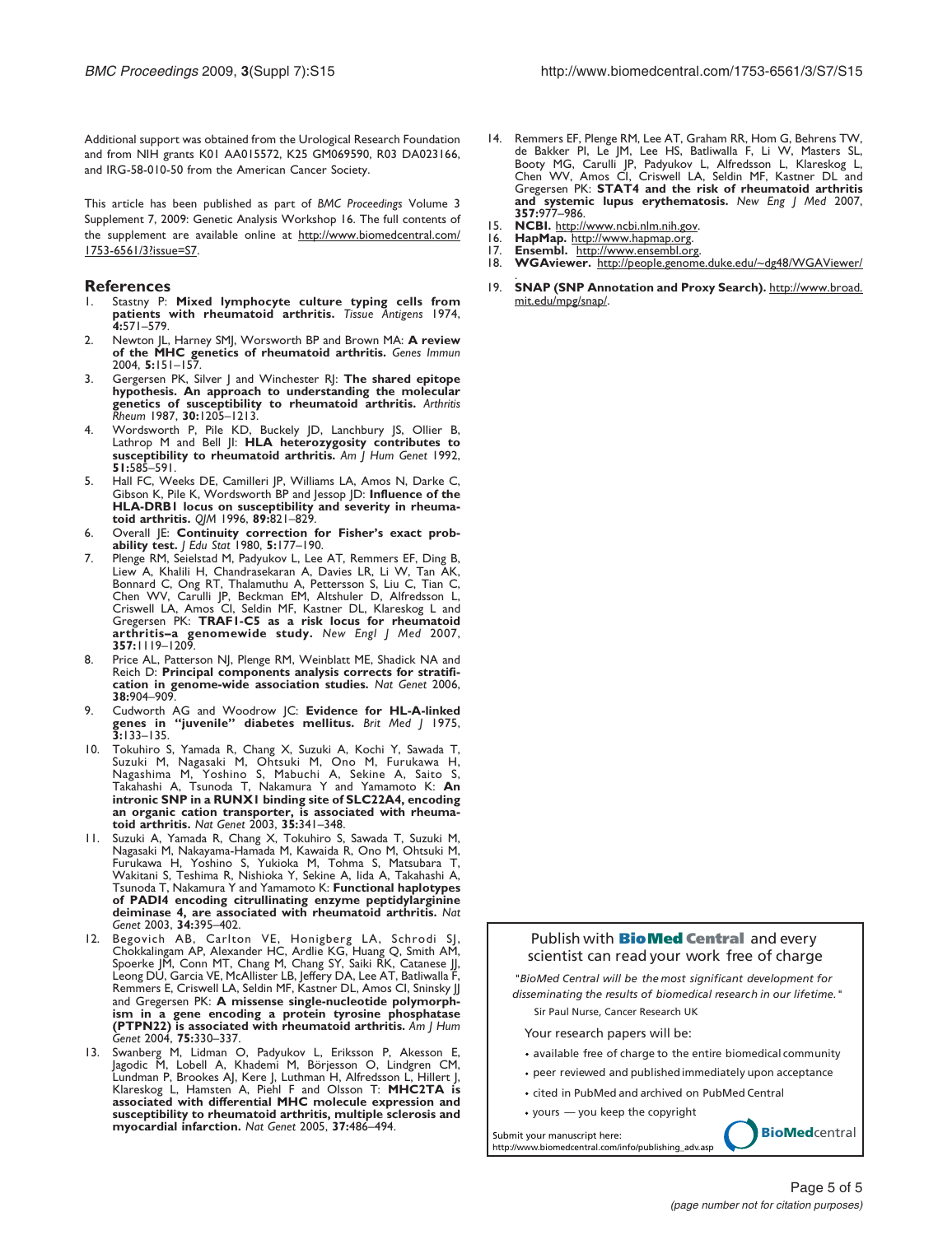Additional support was obtained from the Urological Research Foundation and from NIH grants K01 AA015572, K25 GM069590, R03 DA023166, and IRG-58-010-50 from the American Cancer Society.

This article has been published as part of *BMC Proceedings* Volume 3 Supplement 7, 2009: Genetic Analysis Workshop 16. The full contents of the supplement are available online at http://www.biomedcentral.com/1753-6561/3?issue=S7.

## References

1. Stastny P: **Mixed lymphocyte culture typing cells from patients with rheumatoid arthritis.** *Tissue Antigens* 1974, **4:**571–579.
2. Newton JL, Harney SMJ, Worsworth BP and Brown MA: **A review of the MHC genetics of rheumatoid arthritis.** *Genes Immun* 2004, **5:**151–157.
3. Gergersen PK, Silver J and Winchester RJ: **The shared epitope hypothesis. An approach to understanding the molecular genetics of susceptibility to rheumatoid arthritis.** *Arthritis Rheum* 1987, **30:**1205–1213.
4. Wordsworth P, Pile KD, Buckely JD, Lanchbury JS, Ollier B, Lathrop M and Bell JI: **HLA heterozygosity contributes to susceptibility to rheumatoid arthritis.** *Am J Hum Genet* 1992, **51:**585–591.
5. Hall FC, Weeks DE, Camilleri JP, Williams LA, Amos N, Darke C, Gibson K, Pile K, Wordsworth BP and Jessop JD: **Influence of the HLA-DRB1 locus on susceptibility and severity in rheumatoid arthritis.** *QJM* 1996, **89:**821–829.
6. Overall JE: **Continuity correction for Fisher's exact probability test.** *J Edu Stat* 1980, **5:**177–190.
7. Plenge RM, Seielstad M, Padyukov L, Lee AT, Remmers EF, Ding B, Liew A, Khalili H, Chandrasekaran A, Davies LR, Li W, Tan AK, Bonnard C, Ong RT, Thalamuthu A, Pettersson S, Liu C, Tian C, Chen WV, Carulli JP, Beckman EM, Altshuler D, Alfredsson L, Criswell LA, Amos CI, Seldin MF, Kastner DL, Klareskog L and Gregersen PK: **TRAF1-C5 as a risk locus for rheumatoid arthritis–a genomewide study.** *New Engl J Med* 2007, **357:**1119–1209.
8. Price AL, Patterson NJ, Plenge RM, Weinblatt ME, Shadick NA and Reich D: **Principal components analysis corrects for stratification in genome-wide association studies.** *Nat Genet* 2006, **38:**904–909.
9. Cudworth AG and Woodrow JC: **Evidence for HL-A-linked genes in "juvenile" diabetes mellitus.** *Brit Med J* 1975, **3:**133–135.
10. Tokuhiro S, Yamada R, Chang X, Suzuki A, Kochi Y, Sawada T, Suzuki M, Nagasaki M, Ohtsuki M, Ono M, Furukawa H, Nagashima M, Yoshino S, Mabuchi A, Sekine A, Saito S, Takahashi A, Tsunoda T, Nakamura Y and Yamamoto K: **An intronic SNP in a RUNX1 binding site of SLC22A4, encoding an organic cation transporter, is associated with rheumatoid arthritis.** *Nat Genet* 2003, **35:**341–348.
11. Suzuki A, Yamada R, Chang X, Tokuhiro S, Sawada T, Suzuki M, Nagasaki M, Nakayama-Hamada M, Kawaida R, Ono M, Ohtsuki M, Furukawa H, Yoshino S, Yukioka M, Tohma S, Matsubara T, Wakitani S, Teshima R, Nishioka Y, Sekine A, Iida A, Takahashi A, Tsunoda T, Nakamura Y and Yamamoto K: **Functional haplotypes of PADI4 encoding citrullinating enzyme peptidylarginine deiminase 4, are associated with rheumatoid arthritis.** *Nat Genet* 2003, **34:**395–402.
12. Begovich AB, Carlton VE, Honigberg LA, Schrodi SJ, Chokkalingam AP, Alexander HC, Ardlie KG, Huang Q, Smith AM, Spoerke JM, Conn MT, Chang M, Chang SY, Saiki RK, Catanese JJ, Leong DU, Garcia VE, McAllister LB, Jeffery DA, Lee AT, Batliwalla F, Remmers E, Criswell LA, Seldin MF, Kastner DL, Amos CI, Sninsky JJ and Gregersen PK: **A missense single-nucleotide polymorphism in a gene encoding a protein tyrosine phosphatase (PTPN22) is associated with rheumatoid arthritis.** *Am J Hum Genet* 2004, **75:**330–337.
13. Swanberg M, Lidman O, Padyukov L, Eriksson P, Akesson E, Jagodic M, Lobell A, Khademi M, Börjesson O, Lindgren CM, Lundman P, Brookes AJ, Kere J, Luthman H, Alfredsson L, Hillert J, Klareskog L, Hamsten A, Piehl F and Olsson T: **MHC2TA is associated with differential MHC molecule expression and susceptibility to rheumatoid arthritis, multiple sclerosis and myocardial infarction.** *Nat Genet* 2005, **37:**486–494.
14. Remmers EF, Plenge RM, Lee AT, Graham RR, Hom G, Behrens TW, de Bakker PI, Le JM, Lee HS, Batliwalla F, Li W, Masters SL, Booty MG, Carulli JP, Padyukov L, Alfredsson L, Klareskog L, Chen WV, Amos CI, Criswell LA, Seldin MF, Kastner DL and Gregersen PK: **STAT4 and the risk of rheumatoid arthritis and systemic lupus erythematosis.** *New Eng J Med* 2007, **357:**977–986.
15. **NCBI.** http://www.ncbi.nlm.nih.gov.
16. **HapMap.** http://www.hapmap.org.
17. **Ensembl.** http://www.ensembl.org.
18. **WGAviewer.** http://people.genome.duke.edu/~dg48/WGAViewer/.
19. **SNAP (SNP Annotation and Proxy Search).** http://www.broad.mit.edu/mpg/snap/.

Publish with **BioMed Central** and every scientist can read your work free of charge

*"BioMed Central will be the most significant development for disseminating the results of biomedical research in our lifetime."*

Sir Paul Nurse, Cancer Research UK

Your research papers will be:

- available free of charge to the entire biomedical community
- peer reviewed and published immediately upon acceptance
- cited in PubMed and archived on PubMed Central
- yours — you keep the copyright

Submit your manuscript here:
http://www.biomedcentral.com/info/publishing_adv.asp

BioMedcentral